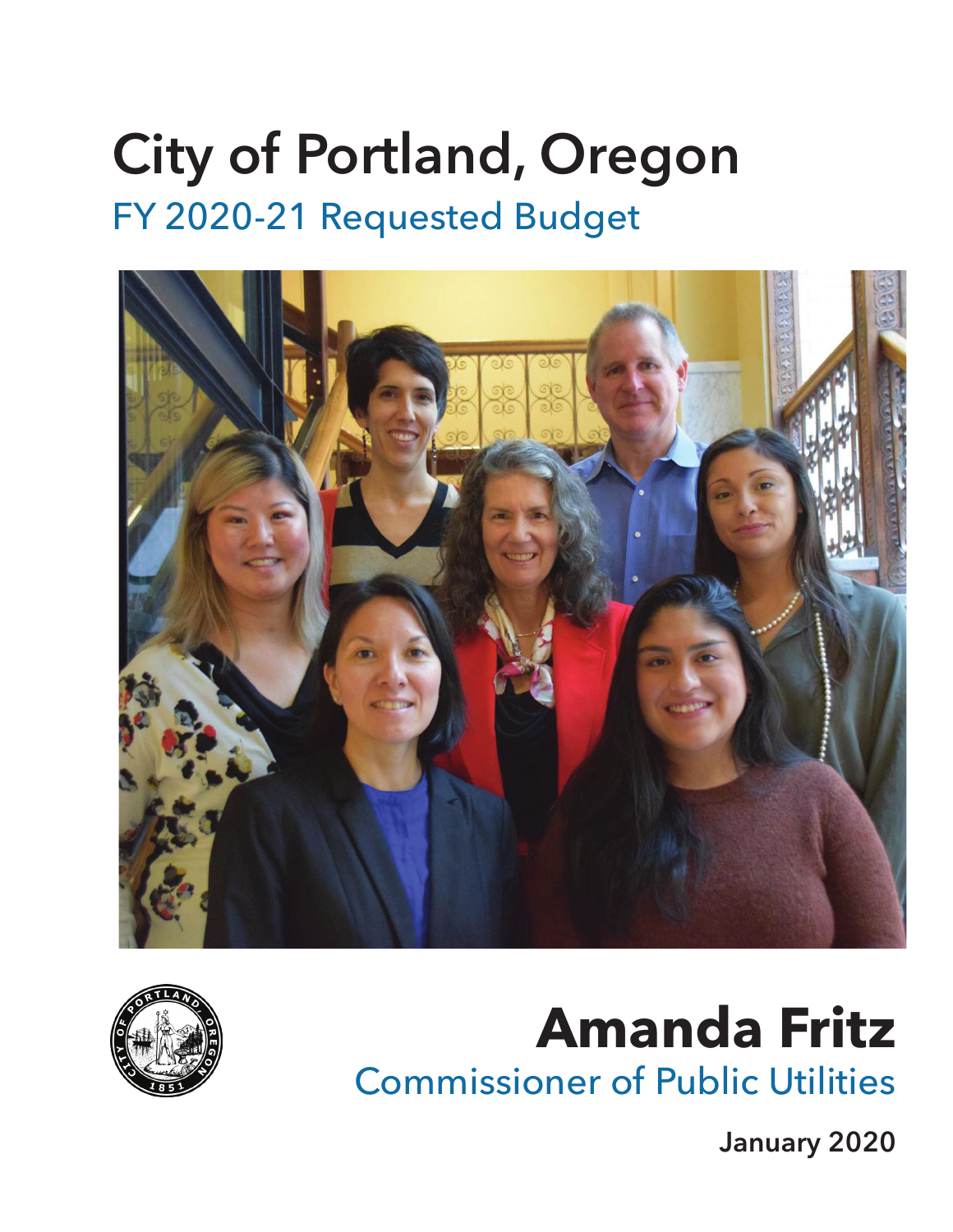# City of Portland, Oregon

## FY 2020-21 Requested Budget

# Amanda Fritz

## Commissioner of Public Utilities

**January 2020**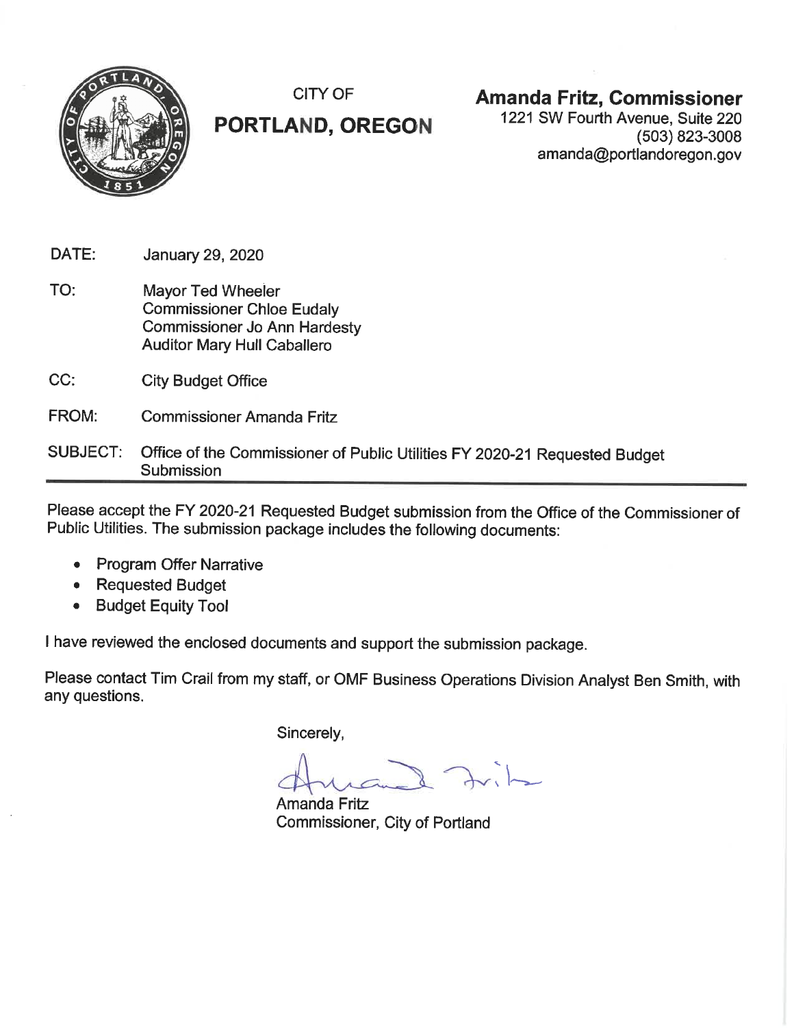CITY OF

**PORTLAND, OREGON**

**Amanda Fritz, Commissioner**
1221 SW Fourth Avenue, Suite 220
(503) 823-3008
amanda@portlandoregon.gov

DATE: January 29, 2020

TO: Mayor Ted Wheeler
Commissioner Chloe Eudaly
Commissioner Jo Ann Hardesty
Auditor Mary Hull Caballero

CC: City Budget Office

FROM: Commissioner Amanda Fritz

SUBJECT: Office of the Commissioner of Public Utilities FY 2020-21 Requested Budget Submission

---

Please accept the FY 2020-21 Requested Budget submission from the Office of the Commissioner of Public Utilities. The submission package includes the following documents:

- Program Offer Narrative
- Requested Budget
- Budget Equity Tool

I have reviewed the enclosed documents and support the submission package.

Please contact Tim Crail from my staff, or OMF Business Operations Division Analyst Ben Smith, with any questions.

Sincerely,

Amanda Fritz
Commissioner, City of Portland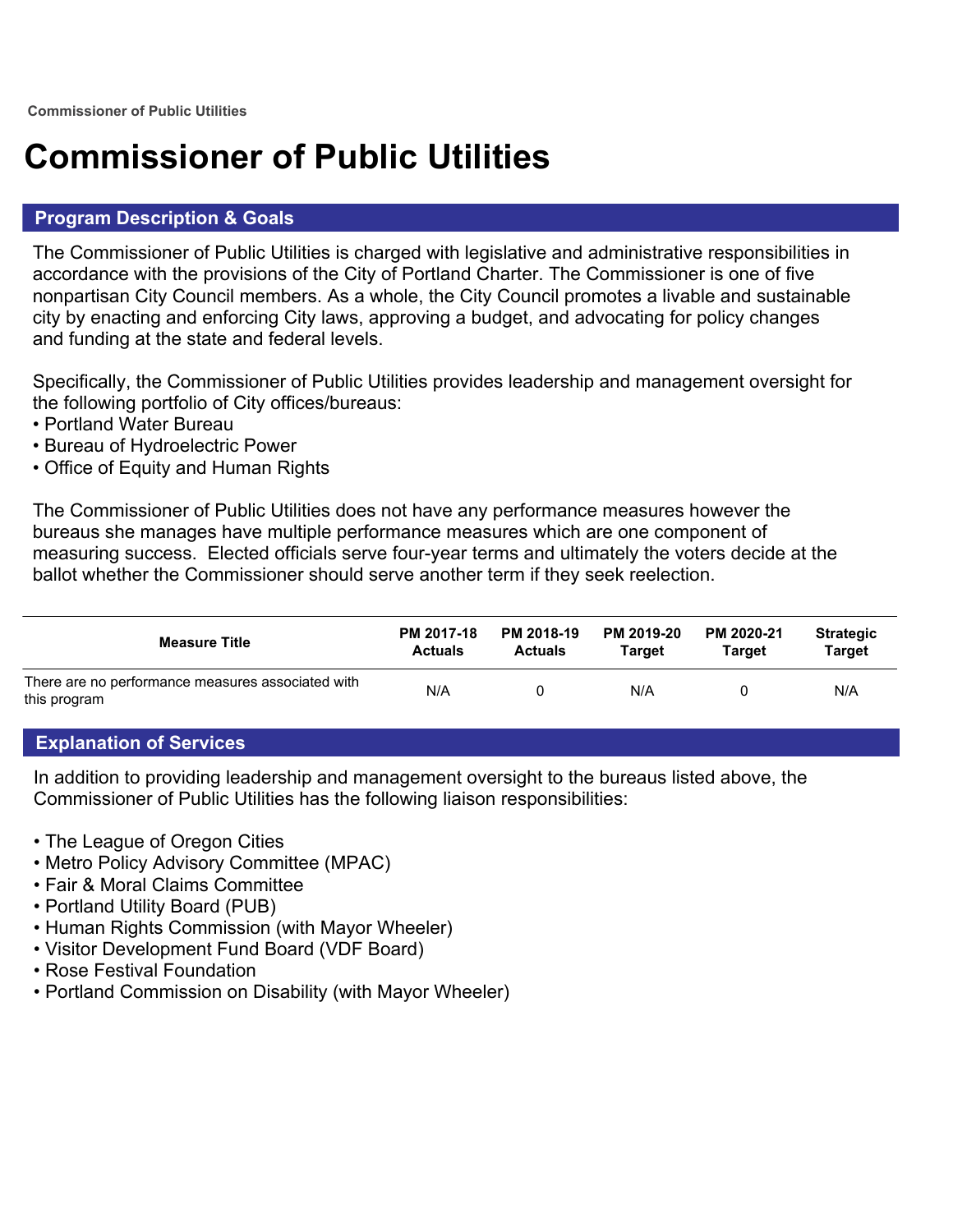# Commissioner of Public Utilities

## Program Description & Goals

The Commissioner of Public Utilities is charged with legislative and administrative responsibilities in accordance with the provisions of the City of Portland Charter. The Commissioner is one of five nonpartisan City Council members. As a whole, the City Council promotes a livable and sustainable city by enacting and enforcing City laws, approving a budget, and advocating for policy changes and funding at the state and federal levels.

Specifically, the Commissioner of Public Utilities provides leadership and management oversight for the following portfolio of City offices/bureaus:

- Portland Water Bureau
- Bureau of Hydroelectric Power
- Office of Equity and Human Rights

The Commissioner of Public Utilities does not have any performance measures however the bureaus she manages have multiple performance measures which are one component of measuring success. Elected officials serve four-year terms and ultimately the voters decide at the ballot whether the Commissioner should serve another term if they seek reelection.

| Measure Title | PM 2017-18 Actuals | PM 2018-19 Actuals | PM 2019-20 Target | PM 2020-21 Target | Strategic Target |
|---|---|---|---|---|---|
| There are no performance measures associated with this program | N/A | 0 | N/A | 0 | N/A |

## Explanation of Services

In addition to providing leadership and management oversight to the bureaus listed above, the Commissioner of Public Utilities has the following liaison responsibilities:

- The League of Oregon Cities
- Metro Policy Advisory Committee (MPAC)
- Fair & Moral Claims Committee
- Portland Utility Board (PUB)
- Human Rights Commission (with Mayor Wheeler)
- Visitor Development Fund Board (VDF Board)
- Rose Festival Foundation
- Portland Commission on Disability (with Mayor Wheeler)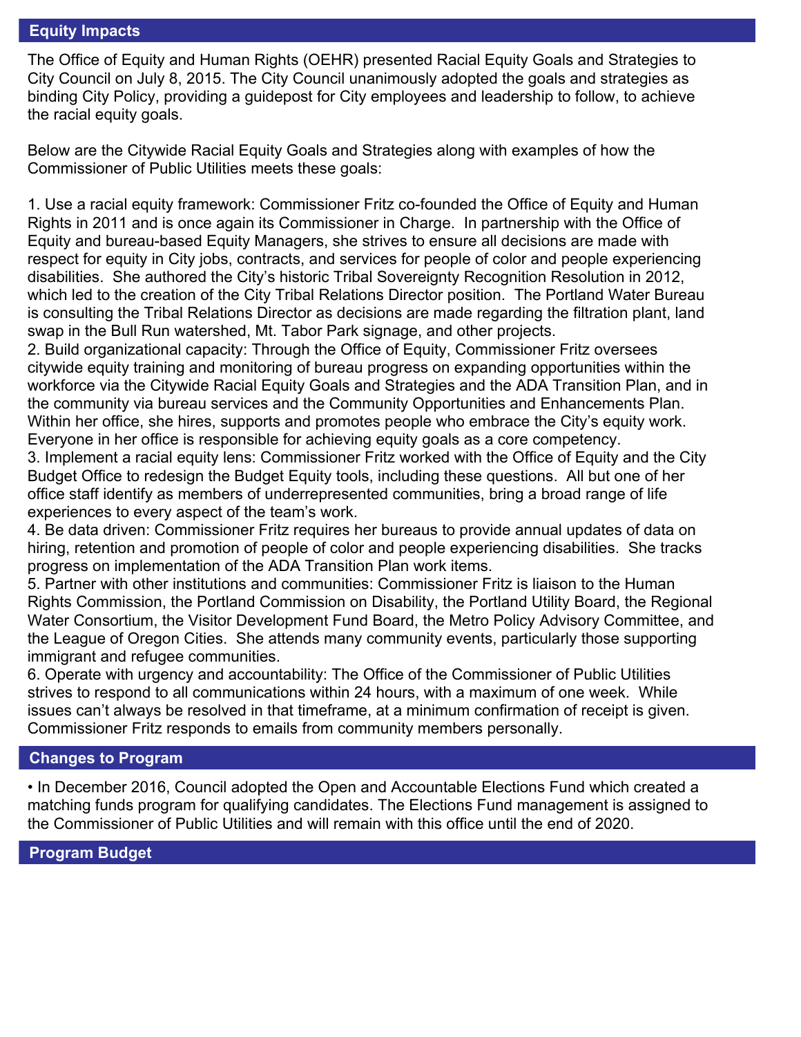## Equity Impacts

The Office of Equity and Human Rights (OEHR) presented Racial Equity Goals and Strategies to City Council on July 8, 2015. The City Council unanimously adopted the goals and strategies as binding City Policy, providing a guidepost for City employees and leadership to follow, to achieve the racial equity goals.

Below are the Citywide Racial Equity Goals and Strategies along with examples of how the Commissioner of Public Utilities meets these goals:

1. Use a racial equity framework: Commissioner Fritz co-founded the Office of Equity and Human Rights in 2011 and is once again its Commissioner in Charge. In partnership with the Office of Equity and bureau-based Equity Managers, she strives to ensure all decisions are made with respect for equity in City jobs, contracts, and services for people of color and people experiencing disabilities. She authored the City's historic Tribal Sovereignty Recognition Resolution in 2012, which led to the creation of the City Tribal Relations Director position. The Portland Water Bureau is consulting the Tribal Relations Director as decisions are made regarding the filtration plant, land swap in the Bull Run watershed, Mt. Tabor Park signage, and other projects.
2. Build organizational capacity: Through the Office of Equity, Commissioner Fritz oversees citywide equity training and monitoring of bureau progress on expanding opportunities within the workforce via the Citywide Racial Equity Goals and Strategies and the ADA Transition Plan, and in the community via bureau services and the Community Opportunities and Enhancements Plan. Within her office, she hires, supports and promotes people who embrace the City's equity work. Everyone in her office is responsible for achieving equity goals as a core competency.
3. Implement a racial equity lens: Commissioner Fritz worked with the Office of Equity and the City Budget Office to redesign the Budget Equity tools, including these questions. All but one of her office staff identify as members of underrepresented communities, bring a broad range of life experiences to every aspect of the team's work.
4. Be data driven: Commissioner Fritz requires her bureaus to provide annual updates of data on hiring, retention and promotion of people of color and people experiencing disabilities. She tracks progress on implementation of the ADA Transition Plan work items.
5. Partner with other institutions and communities: Commissioner Fritz is liaison to the Human Rights Commission, the Portland Commission on Disability, the Portland Utility Board, the Regional Water Consortium, the Visitor Development Fund Board, the Metro Policy Advisory Committee, and the League of Oregon Cities. She attends many community events, particularly those supporting immigrant and refugee communities.
6. Operate with urgency and accountability: The Office of the Commissioner of Public Utilities strives to respond to all communications within 24 hours, with a maximum of one week. While issues can't always be resolved in that timeframe, at a minimum confirmation of receipt is given. Commissioner Fritz responds to emails from community members personally.

## Changes to Program

- In December 2016, Council adopted the Open and Accountable Elections Fund which created a matching funds program for qualifying candidates. The Elections Fund management is assigned to the Commissioner of Public Utilities and will remain with this office until the end of 2020.

## Program Budget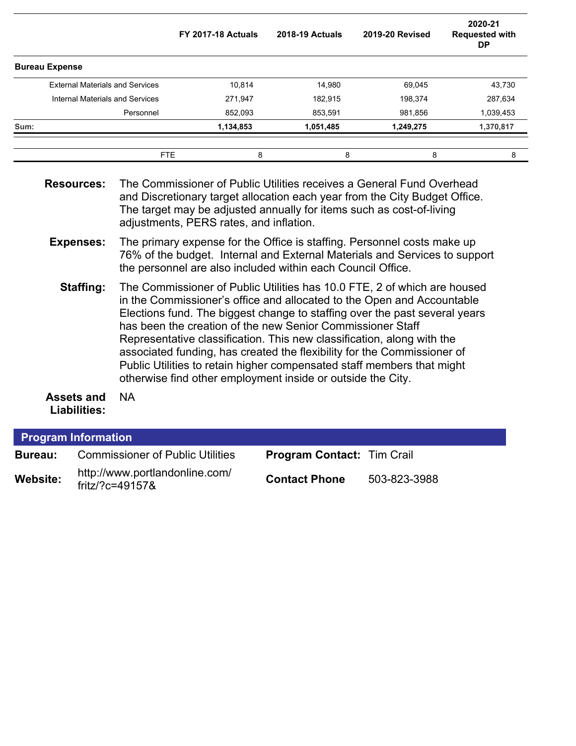| | FY 2017-18 Actuals | 2018-19 Actuals | 2019-20 Revised | 2020-21 Requested with DP |
|---|---|---|---|---|
| **Bureau Expense** | | | | |
| External Materials and Services | 10,814 | 14,980 | 69,045 | 43,730 |
| Internal Materials and Services | 271,947 | 182,915 | 198,374 | 287,634 |
| Personnel | 852,093 | 853,591 | 981,856 | 1,039,453 |
| **Sum:** | **1,134,853** | **1,051,485** | **1,249,275** | **1,370,817** |
| FTE | 8 | 8 | 8 | 8 |

**Resources:** The Commissioner of Public Utilities receives a General Fund Overhead and Discretionary target allocation each year from the City Budget Office. The target may be adjusted annually for items such as cost-of-living adjustments, PERS rates, and inflation.

**Expenses:** The primary expense for the Office is staffing. Personnel costs make up 76% of the budget. Internal and External Materials and Services to support the personnel are also included within each Council Office.

**Staffing:** The Commissioner of Public Utilities has 10.0 FTE, 2 of which are housed in the Commissioner's office and allocated to the Open and Accountable Elections fund. The biggest change to staffing over the past several years has been the creation of the new Senior Commissioner Staff Representative classification. This new classification, along with the associated funding, has created the flexibility for the Commissioner of Public Utilities to retain higher compensated staff members that might otherwise find other employment inside or outside the City.

**Assets and Liabilities:** NA

## Program Information

| | | | |
|---|---|---|---|
| **Bureau:** | Commissioner of Public Utilities | **Program Contact:** | Tim Crail |
| **Website:** | http://www.portlandonline.com/fritz/?c=49157& | **Contact Phone** | 503-823-3988 |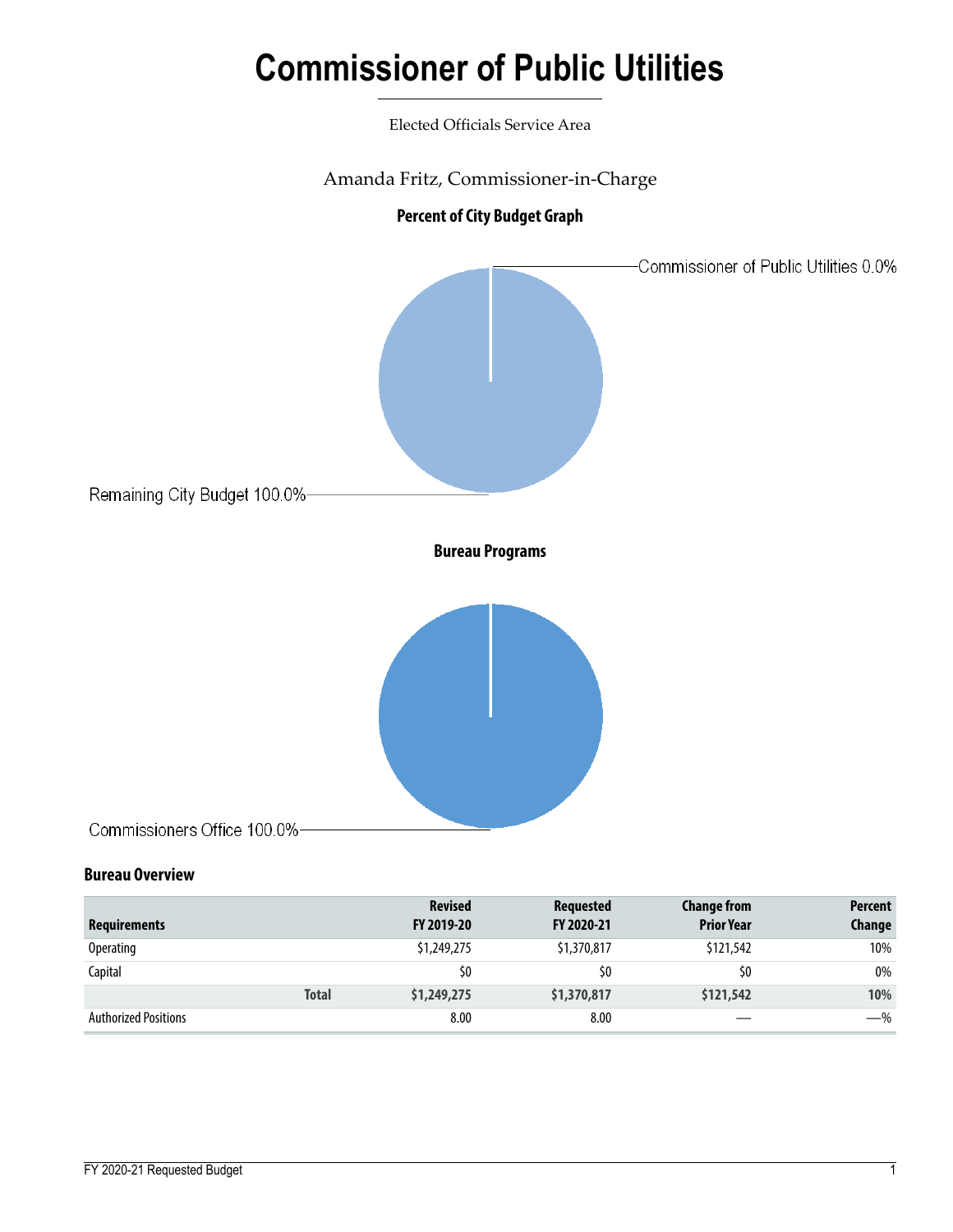# Commissioner of Public Utilities

Elected Officials Service Area

Amanda Fritz, Commissioner-in-Charge

**Percent of City Budget Graph**

Commissioner of Public Utilities 0.0%

Remaining City Budget 100.0%

**Bureau Programs**

Commissioners Office 100.0%

## Bureau Overview

| Requirements | Revised FY 2019-20 | Requested FY 2020-21 | Change from Prior Year | Percent Change |
|---|---|---|---|---|
| Operating | $1,249,275 | $1,370,817 | $121,542 | 10% |
| Capital | $0 | $0 | $0 | 0% |
| **Total** | **$1,249,275** | **$1,370,817** | **$121,542** | **10%** |
| Authorized Positions | 8.00 | 8.00 | — | —% |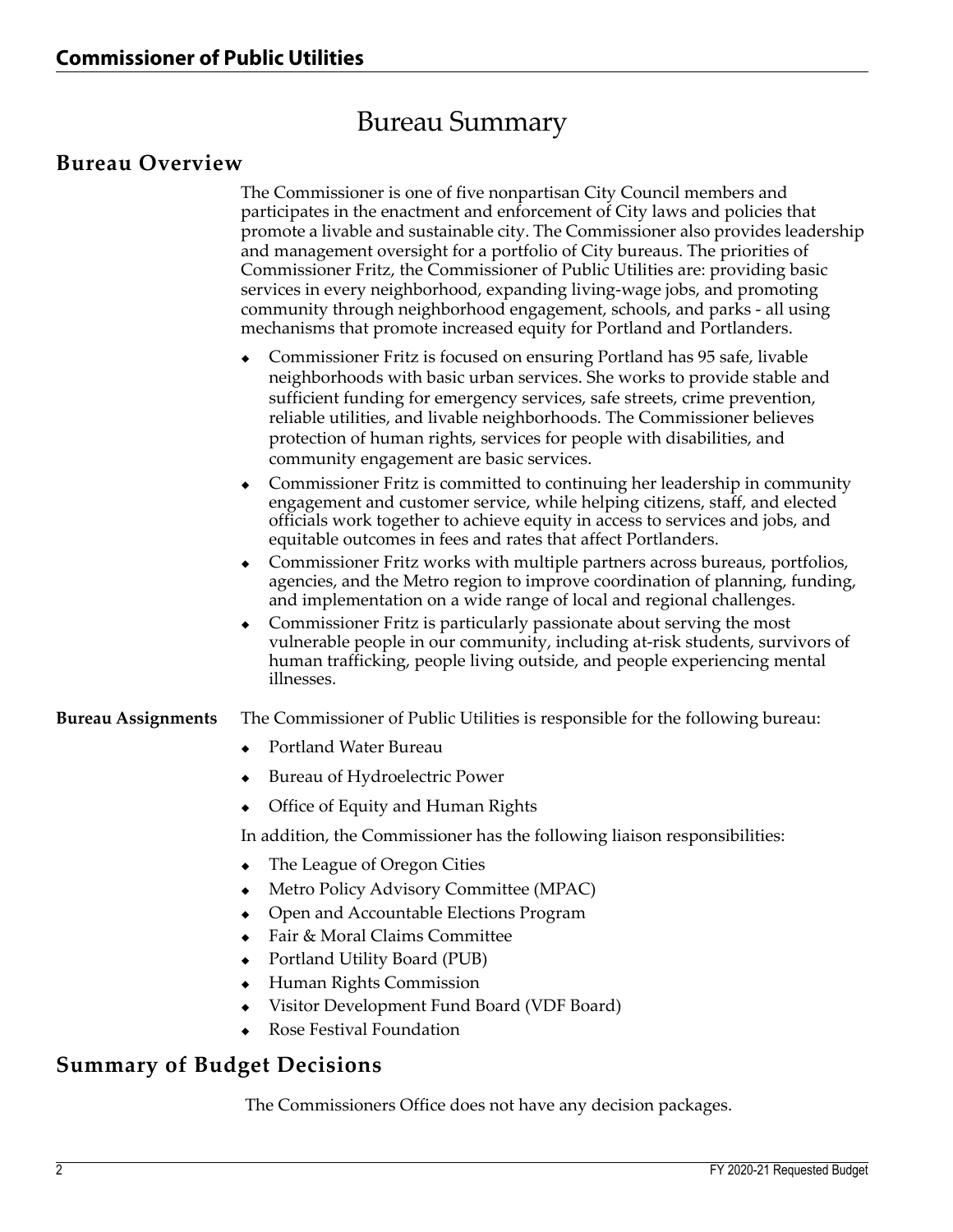# Commissioner of Public Utilities

## Bureau Summary

### Bureau Overview

The Commissioner is one of five nonpartisan City Council members and participates in the enactment and enforcement of City laws and policies that promote a livable and sustainable city. The Commissioner also provides leadership and management oversight for a portfolio of City bureaus. The priorities of Commissioner Fritz, the Commissioner of Public Utilities are: providing basic services in every neighborhood, expanding living-wage jobs, and promoting community through neighborhood engagement, schools, and parks - all using mechanisms that promote increased equity for Portland and Portlanders.

- Commissioner Fritz is focused on ensuring Portland has 95 safe, livable neighborhoods with basic urban services. She works to provide stable and sufficient funding for emergency services, safe streets, crime prevention, reliable utilities, and livable neighborhoods. The Commissioner believes protection of human rights, services for people with disabilities, and community engagement are basic services.
- Commissioner Fritz is committed to continuing her leadership in community engagement and customer service, while helping citizens, staff, and elected officials work together to achieve equity in access to services and jobs, and equitable outcomes in fees and rates that affect Portlanders.
- Commissioner Fritz works with multiple partners across bureaus, portfolios, agencies, and the Metro region to improve coordination of planning, funding, and implementation on a wide range of local and regional challenges.
- Commissioner Fritz is particularly passionate about serving the most vulnerable people in our community, including at-risk students, survivors of human trafficking, people living outside, and people experiencing mental illnesses.

**Bureau Assignments**

The Commissioner of Public Utilities is responsible for the following bureau:

- Portland Water Bureau
- Bureau of Hydroelectric Power
- Office of Equity and Human Rights

In addition, the Commissioner has the following liaison responsibilities:

- The League of Oregon Cities
- Metro Policy Advisory Committee (MPAC)
- Open and Accountable Elections Program
- Fair & Moral Claims Committee
- Portland Utility Board (PUB)
- Human Rights Commission
- Visitor Development Fund Board (VDF Board)
- Rose Festival Foundation

### Summary of Budget Decisions

The Commissioners Office does not have any decision packages.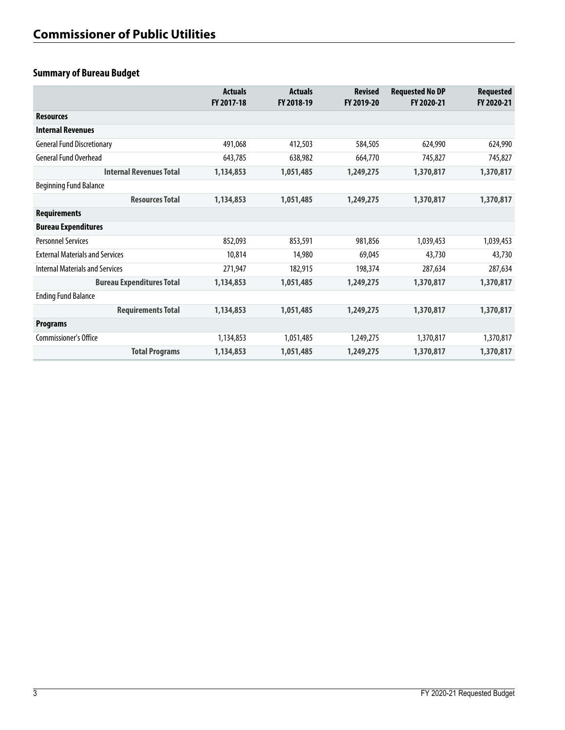# Commissioner of Public Utilities

## Summary of Bureau Budget

| | Actuals FY 2017-18 | Actuals FY 2018-19 | Revised FY 2019-20 | Requested No DP FY 2020-21 | Requested FY 2020-21 |
|---|---|---|---|---|---|
| **Resources** | | | | | |
| **Internal Revenues** | | | | | |
| General Fund Discretionary | 491,068 | 412,503 | 584,505 | 624,990 | 624,990 |
| General Fund Overhead | 643,785 | 638,982 | 664,770 | 745,827 | 745,827 |
| **Internal Revenues Total** | **1,134,853** | **1,051,485** | **1,249,275** | **1,370,817** | **1,370,817** |
| Beginning Fund Balance | | | | | |
| **Resources Total** | **1,134,853** | **1,051,485** | **1,249,275** | **1,370,817** | **1,370,817** |
| **Requirements** | | | | | |
| **Bureau Expenditures** | | | | | |
| Personnel Services | 852,093 | 853,591 | 981,856 | 1,039,453 | 1,039,453 |
| External Materials and Services | 10,814 | 14,980 | 69,045 | 43,730 | 43,730 |
| Internal Materials and Services | 271,947 | 182,915 | 198,374 | 287,634 | 287,634 |
| **Bureau Expenditures Total** | **1,134,853** | **1,051,485** | **1,249,275** | **1,370,817** | **1,370,817** |
| Ending Fund Balance | | | | | |
| **Requirements Total** | **1,134,853** | **1,051,485** | **1,249,275** | **1,370,817** | **1,370,817** |
| **Programs** | | | | | |
| Commissioner's Office | 1,134,853 | 1,051,485 | 1,249,275 | 1,370,817 | 1,370,817 |
| **Total Programs** | **1,134,853** | **1,051,485** | **1,249,275** | **1,370,817** | **1,370,817** |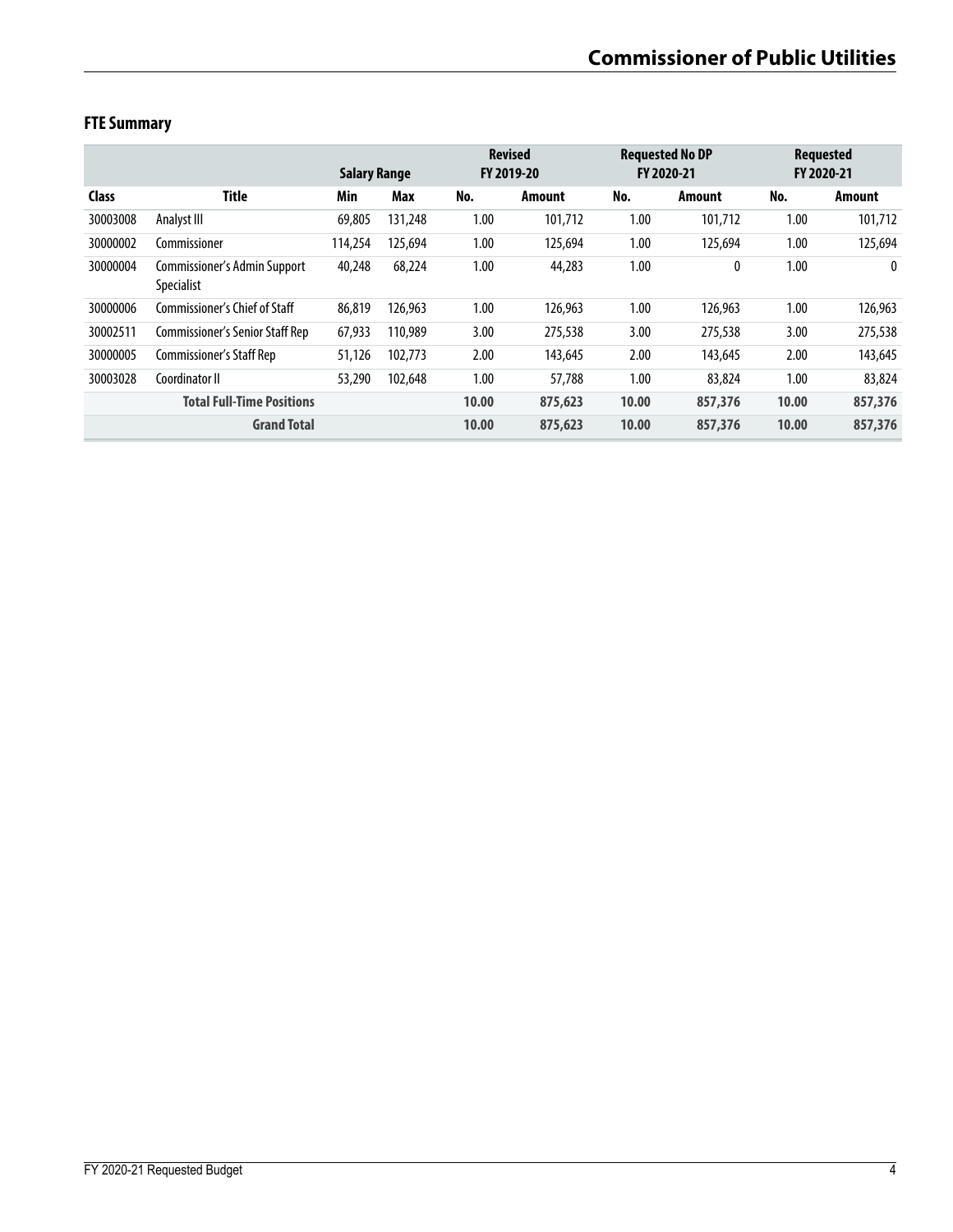## FTE Summary

| Class | Title | Salary Range | | Revised FY 2019-20 | | Requested No DP FY 2020-21 | | Requested FY 2020-21 | |
|---|---|---|---|---|---|---|---|---|---|
| | | Min | Max | No. | Amount | No. | Amount | No. | Amount |
| 30003008 | Analyst III | 69,805 | 131,248 | 1.00 | 101,712 | 1.00 | 101,712 | 1.00 | 101,712 |
| 30000002 | Commissioner | 114,254 | 125,694 | 1.00 | 125,694 | 1.00 | 125,694 | 1.00 | 125,694 |
| 30000004 | Commissioner's Admin Support Specialist | 40,248 | 68,224 | 1.00 | 44,283 | 1.00 | 0 | 1.00 | 0 |
| 30000006 | Commissioner's Chief of Staff | 86,819 | 126,963 | 1.00 | 126,963 | 1.00 | 126,963 | 1.00 | 126,963 |
| 30002511 | Commissioner's Senior Staff Rep | 67,933 | 110,989 | 3.00 | 275,538 | 3.00 | 275,538 | 3.00 | 275,538 |
| 30000005 | Commissioner's Staff Rep | 51,126 | 102,773 | 2.00 | 143,645 | 2.00 | 143,645 | 2.00 | 143,645 |
| 30003028 | Coordinator II | 53,290 | 102,648 | 1.00 | 57,788 | 1.00 | 83,824 | 1.00 | 83,824 |
| | **Total Full-Time Positions** | | | **10.00** | **875,623** | **10.00** | **857,376** | **10.00** | **857,376** |
| | **Grand Total** | | | **10.00** | **875,623** | **10.00** | **857,376** | **10.00** | **857,376** |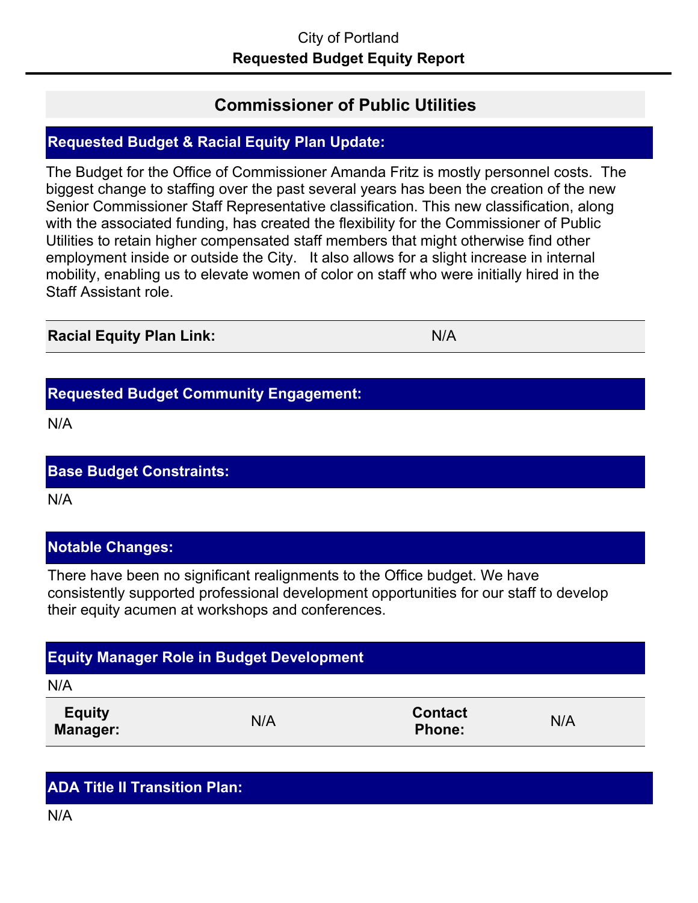City of Portland

**Requested Budget Equity Report**

## Commissioner of Public Utilities

### Requested Budget & Racial Equity Plan Update:

The Budget for the Office of Commissioner Amanda Fritz is mostly personnel costs. The biggest change to staffing over the past several years has been the creation of the new Senior Commissioner Staff Representative classification. This new classification, along with the associated funding, has created the flexibility for the Commissioner of Public Utilities to retain higher compensated staff members that might otherwise find other employment inside or outside the City. It also allows for a slight increase in internal mobility, enabling us to elevate women of color on staff who were initially hired in the Staff Assistant role.

| **Racial Equity Plan Link:** | N/A |
|---|---|

### Requested Budget Community Engagement:

N/A

### Base Budget Constraints:

N/A

### Notable Changes:

There have been no significant realignments to the Office budget. We have consistently supported professional development opportunities for our staff to develop their equity acumen at workshops and conferences.

### Equity Manager Role in Budget Development

N/A

| **Equity Manager:** | N/A | **Contact Phone:** | N/A |
|---|---|---|---|

### ADA Title II Transition Plan:

N/A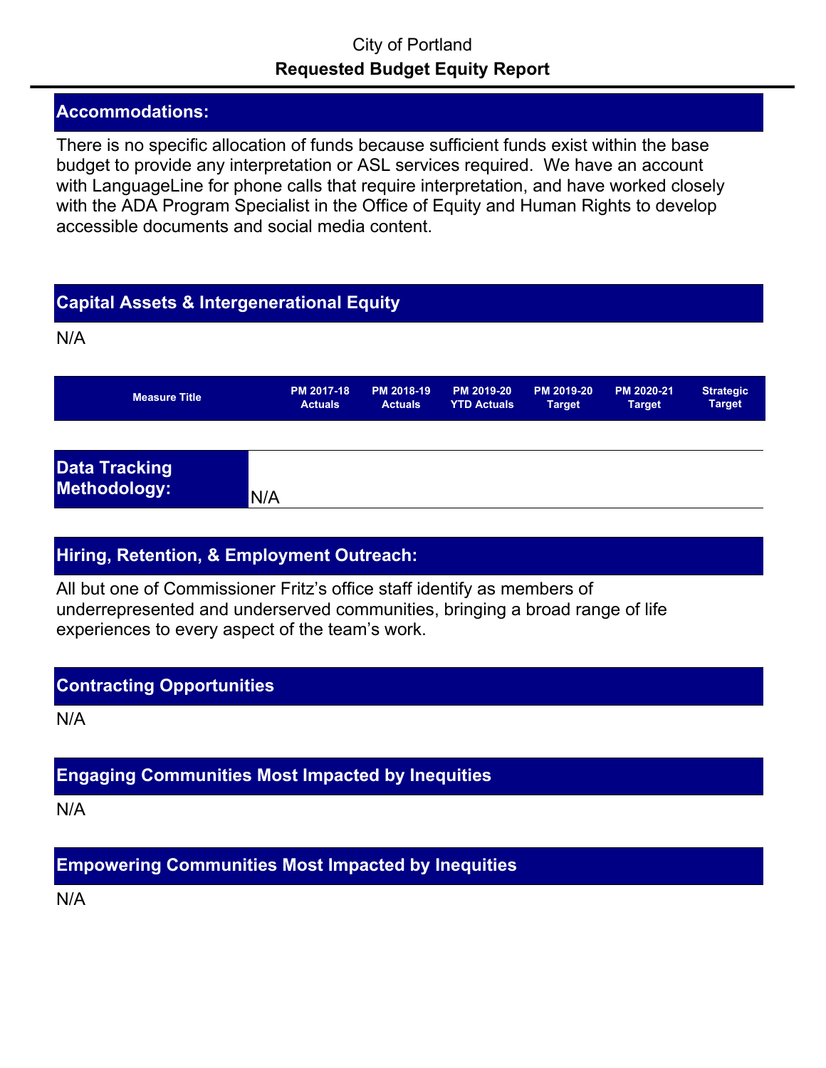City of Portland

**Requested Budget Equity Report**

## Accommodations:

There is no specific allocation of funds because sufficient funds exist within the base budget to provide any interpretation or ASL services required.  We have an account with LanguageLine for phone calls that require interpretation, and have worked closely with the ADA Program Specialist in the Office of Equity and Human Rights to develop accessible documents and social media content.

## Capital Assets & Intergenerational Equity

N/A

| Measure Title | PM 2017-18 Actuals | PM 2018-19 Actuals | PM 2019-20 YTD Actuals | PM 2019-20 Target | PM 2020-21 Target | Strategic Target |
| --- | --- | --- | --- | --- | --- | --- |

**Data Tracking Methodology:** N/A

## Hiring, Retention, & Employment Outreach:

All but one of Commissioner Fritz's office staff identify as members of underrepresented and underserved communities, bringing a broad range of life experiences to every aspect of the team's work.

## Contracting Opportunities

N/A

## Engaging Communities Most Impacted by Inequities

N/A

## Empowering Communities Most Impacted by Inequities

N/A